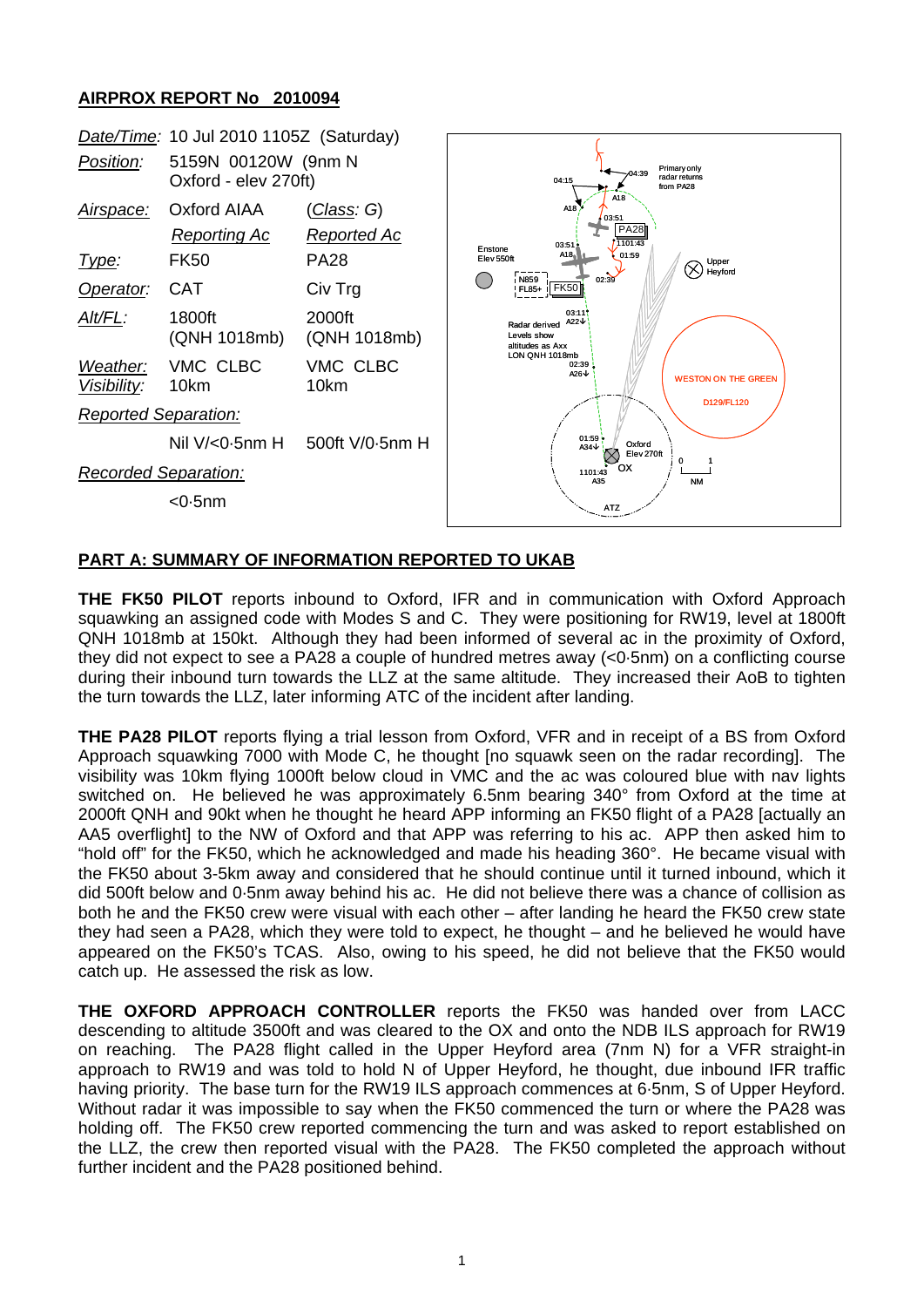## AIRPROX REPORT No 2010094

| | | |
|---|---|---|
| *Date/Time:* | 10 Jul 2010 1105Z (Saturday) | |
| *Position:* | 5159N 00120W (9nm N Oxford - elev 270ft) | |
| *Airspace:* | Oxford AIAA | (*Class*: G) |
| | *Reporting Ac* | *Reported Ac* |
| *Type:* | FK50 | PA28 |
| *Operator:* | CAT | Civ Trg |
| *Alt/FL:* | 1800ft (QNH 1018mb) | 2000ft (QNH 1018mb) |
| *Weather:* | VMC CLBC | VMC CLBC |
| *Visibility:* | 10km | 10km |
| *Reported Separation:* | | |
| | Nil V/<0·5nm H | 500ft V/0·5nm H |
| *Recorded Separation:* | | |
| | <0·5nm | |

### PART A: SUMMARY OF INFORMATION REPORTED TO UKAB

**THE FK50 PILOT** reports inbound to Oxford, IFR and in communication with Oxford Approach squawking an assigned code with Modes S and C. They were positioning for RW19, level at 1800ft QNH 1018mb at 150kt. Although they had been informed of several ac in the proximity of Oxford, they did not expect to see a PA28 a couple of hundred metres away (<0·5nm) on a conflicting course during their inbound turn towards the LLZ at the same altitude. They increased their AoB to tighten the turn towards the LLZ, later informing ATC of the incident after landing.

**THE PA28 PILOT** reports flying a trial lesson from Oxford, VFR and in receipt of a BS from Oxford Approach squawking 7000 with Mode C, he thought [no squawk seen on the radar recording]. The visibility was 10km flying 1000ft below cloud in VMC and the ac was coloured blue with nav lights switched on. He believed he was approximately 6.5nm bearing 340° from Oxford at the time at 2000ft QNH and 90kt when he thought he heard APP informing an FK50 flight of a PA28 [actually an AA5 overflight] to the NW of Oxford and that APP was referring to his ac. APP then asked him to "hold off" for the FK50, which he acknowledged and made his heading 360°. He became visual with the FK50 about 3-5km away and considered that he should continue until it turned inbound, which it did 500ft below and 0·5nm away behind his ac. He did not believe there was a chance of collision as both he and the FK50 crew were visual with each other – after landing he heard the FK50 crew state they had seen a PA28, which they were told to expect, he thought – and he believed he would have appeared on the FK50's TCAS. Also, owing to his speed, he did not believe that the FK50 would catch up. He assessed the risk as low.

**THE OXFORD APPROACH CONTROLLER** reports the FK50 was handed over from LACC descending to altitude 3500ft and was cleared to the OX and onto the NDB ILS approach for RW19 on reaching. The PA28 flight called in the Upper Heyford area (7nm N) for a VFR straight-in approach to RW19 and was told to hold N of Upper Heyford, he thought, due inbound IFR traffic having priority. The base turn for the RW19 ILS approach commences at 6·5nm, S of Upper Heyford. Without radar it was impossible to say when the FK50 commenced the turn or where the PA28 was holding off. The FK50 crew reported commencing the turn and was asked to report established on the LLZ, the crew then reported visual with the PA28. The FK50 completed the approach without further incident and the PA28 positioned behind.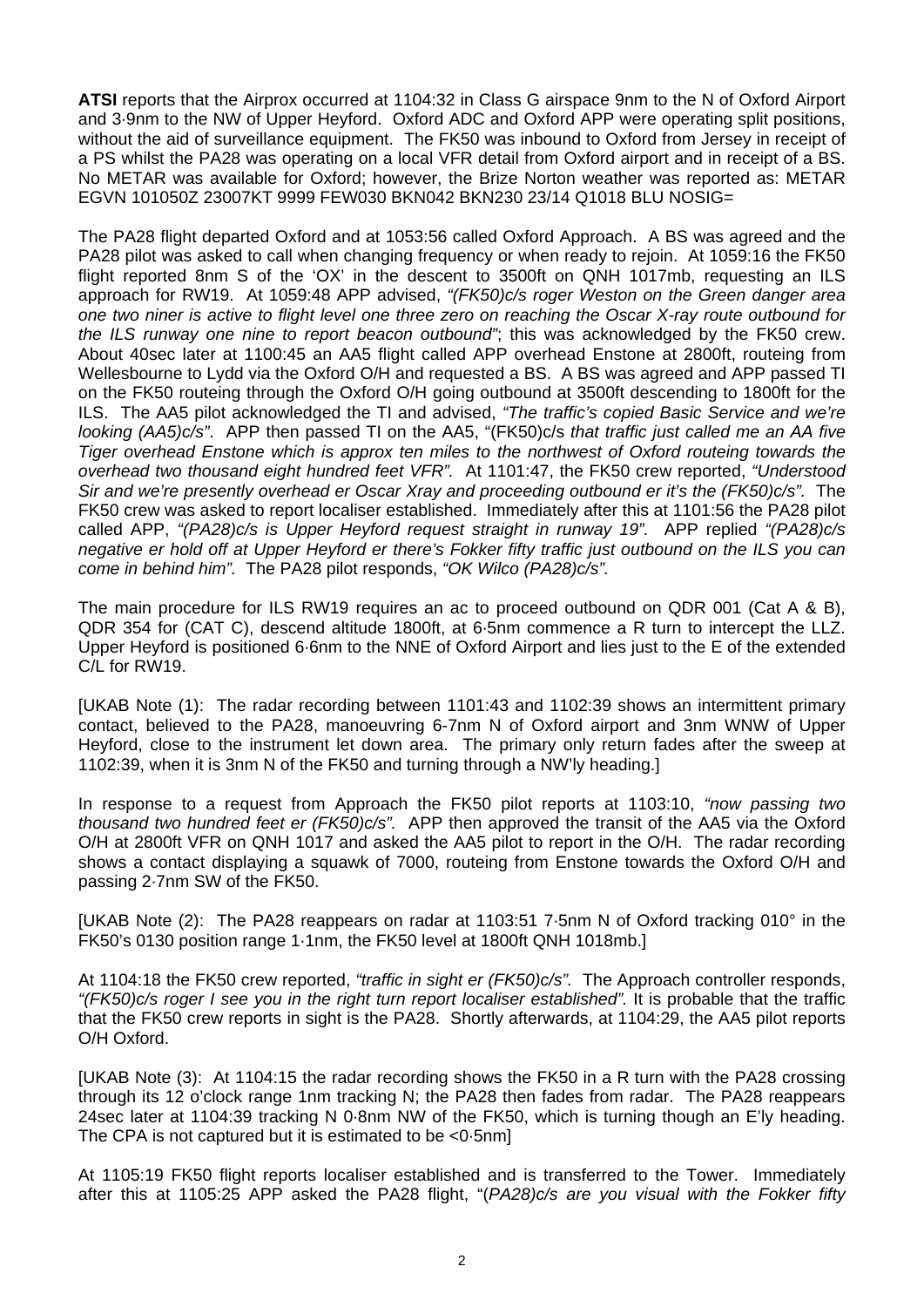**ATSI** reports that the Airprox occurred at 1104:32 in Class G airspace 9nm to the N of Oxford Airport and 3·9nm to the NW of Upper Heyford. Oxford ADC and Oxford APP were operating split positions, without the aid of surveillance equipment. The FK50 was inbound to Oxford from Jersey in receipt of a PS whilst the PA28 was operating on a local VFR detail from Oxford airport and in receipt of a BS. No METAR was available for Oxford; however, the Brize Norton weather was reported as: METAR EGVN 101050Z 23007KT 9999 FEW030 BKN042 BKN230 23/14 Q1018 BLU NOSIG=

The PA28 flight departed Oxford and at 1053:56 called Oxford Approach. A BS was agreed and the PA28 pilot was asked to call when changing frequency or when ready to rejoin. At 1059:16 the FK50 flight reported 8nm S of the 'OX' in the descent to 3500ft on QNH 1017mb, requesting an ILS approach for RW19. At 1059:48 APP advised, *"(FK50)c/s roger Weston on the Green danger area one two niner is active to flight level one three zero on reaching the Oscar X-ray route outbound for the ILS runway one nine to report beacon outbound"*; this was acknowledged by the FK50 crew. About 40sec later at 1100:45 an AA5 flight called APP overhead Enstone at 2800ft, routeing from Wellesbourne to Lydd via the Oxford O/H and requested a BS. A BS was agreed and APP passed TI on the FK50 routeing through the Oxford O/H going outbound at 3500ft descending to 1800ft for the ILS. The AA5 pilot acknowledged the TI and advised, *"The traffic's copied Basic Service and we're looking (AA5)c/s"*. APP then passed TI on the AA5, "(FK50)c/s *that traffic just called me an AA five Tiger overhead Enstone which is approx ten miles to the northwest of Oxford routeing towards the overhead two thousand eight hundred feet VFR".* At 1101:47, the FK50 crew reported, *"Understood Sir and we're presently overhead er Oscar Xray and proceeding outbound er it's the (FK50)c/s".* The FK50 crew was asked to report localiser established. Immediately after this at 1101:56 the PA28 pilot called APP, *"(PA28)c/s is Upper Heyford request straight in runway 19"*. APP replied *"(PA28)c/s negative er hold off at Upper Heyford er there's Fokker fifty traffic just outbound on the ILS you can come in behind him".* The PA28 pilot responds, *"OK Wilco (PA28)c/s".*

The main procedure for ILS RW19 requires an ac to proceed outbound on QDR 001 (Cat A & B), QDR 354 for (CAT C), descend altitude 1800ft, at 6·5nm commence a R turn to intercept the LLZ. Upper Heyford is positioned 6·6nm to the NNE of Oxford Airport and lies just to the E of the extended C/L for RW19.

[UKAB Note (1): The radar recording between 1101:43 and 1102:39 shows an intermittent primary contact, believed to the PA28, manoeuvring 6-7nm N of Oxford airport and 3nm WNW of Upper Heyford, close to the instrument let down area. The primary only return fades after the sweep at 1102:39, when it is 3nm N of the FK50 and turning through a NW'ly heading.]

In response to a request from Approach the FK50 pilot reports at 1103:10, *"now passing two thousand two hundred feet er (FK50)c/s".* APP then approved the transit of the AA5 via the Oxford O/H at 2800ft VFR on QNH 1017 and asked the AA5 pilot to report in the O/H. The radar recording shows a contact displaying a squawk of 7000, routeing from Enstone towards the Oxford O/H and passing 2·7nm SW of the FK50.

[UKAB Note (2): The PA28 reappears on radar at 1103:51 7·5nm N of Oxford tracking 010° in the FK50's 0130 position range 1·1nm, the FK50 level at 1800ft QNH 1018mb.]

At 1104:18 the FK50 crew reported, *"traffic in sight er (FK50)c/s".* The Approach controller responds, *"(FK50)c/s roger I see you in the right turn report localiser established".* It is probable that the traffic that the FK50 crew reports in sight is the PA28. Shortly afterwards, at 1104:29, the AA5 pilot reports O/H Oxford.

[UKAB Note (3): At 1104:15 the radar recording shows the FK50 in a R turn with the PA28 crossing through its 12 o'clock range 1nm tracking N; the PA28 then fades from radar. The PA28 reappears 24sec later at 1104:39 tracking N 0·8nm NW of the FK50, which is turning though an E'ly heading. The CPA is not captured but it is estimated to be <0·5nm]

At 1105:19 FK50 flight reports localiser established and is transferred to the Tower. Immediately after this at 1105:25 APP asked the PA28 flight, "*(PA28)c/s are you visual with the Fokker fifty*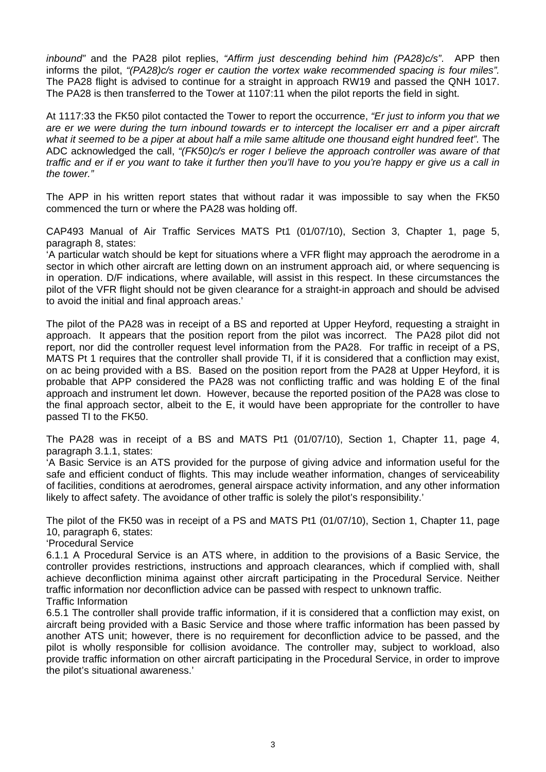*inbound"* and the PA28 pilot replies, *"Affirm just descending behind him (PA28)c/s"*. APP then informs the pilot, *"(PA28)c/s roger er caution the vortex wake recommended spacing is four miles".* The PA28 flight is advised to continue for a straight in approach RW19 and passed the QNH 1017. The PA28 is then transferred to the Tower at 1107:11 when the pilot reports the field in sight.

At 1117:33 the FK50 pilot contacted the Tower to report the occurrence, *"Er just to inform you that we are er we were during the turn inbound towards er to intercept the localiser err and a piper aircraft what it seemed to be a piper at about half a mile same altitude one thousand eight hundred feet".* The ADC acknowledged the call, *"(FK50)c/s er roger I believe the approach controller was aware of that traffic and er if er you want to take it further then you'll have to you you're happy er give us a call in the tower."*

The APP in his written report states that without radar it was impossible to say when the FK50 commenced the turn or where the PA28 was holding off.

CAP493 Manual of Air Traffic Services MATS Pt1 (01/07/10), Section 3, Chapter 1, page 5, paragraph 8, states:

'A particular watch should be kept for situations where a VFR flight may approach the aerodrome in a sector in which other aircraft are letting down on an instrument approach aid, or where sequencing is in operation. D/F indications, where available, will assist in this respect. In these circumstances the pilot of the VFR flight should not be given clearance for a straight-in approach and should be advised to avoid the initial and final approach areas.'

The pilot of the PA28 was in receipt of a BS and reported at Upper Heyford, requesting a straight in approach. It appears that the position report from the pilot was incorrect. The PA28 pilot did not report, nor did the controller request level information from the PA28. For traffic in receipt of a PS, MATS Pt 1 requires that the controller shall provide TI, if it is considered that a confliction may exist, on ac being provided with a BS. Based on the position report from the PA28 at Upper Heyford, it is probable that APP considered the PA28 was not conflicting traffic and was holding E of the final approach and instrument let down. However, because the reported position of the PA28 was close to the final approach sector, albeit to the E, it would have been appropriate for the controller to have passed TI to the FK50.

The PA28 was in receipt of a BS and MATS Pt1 (01/07/10), Section 1, Chapter 11, page 4, paragraph 3.1.1, states:

'A Basic Service is an ATS provided for the purpose of giving advice and information useful for the safe and efficient conduct of flights. This may include weather information, changes of serviceability of facilities, conditions at aerodromes, general airspace activity information, and any other information likely to affect safety. The avoidance of other traffic is solely the pilot's responsibility.'

The pilot of the FK50 was in receipt of a PS and MATS Pt1 (01/07/10), Section 1, Chapter 11, page 10, paragraph 6, states:

'Procedural Service

6.1.1 A Procedural Service is an ATS where, in addition to the provisions of a Basic Service, the controller provides restrictions, instructions and approach clearances, which if complied with, shall achieve deconfliction minima against other aircraft participating in the Procedural Service. Neither traffic information nor deconfliction advice can be passed with respect to unknown traffic.

Traffic Information

6.5.1 The controller shall provide traffic information, if it is considered that a confliction may exist, on aircraft being provided with a Basic Service and those where traffic information has been passed by another ATS unit; however, there is no requirement for deconfliction advice to be passed, and the pilot is wholly responsible for collision avoidance. The controller may, subject to workload, also provide traffic information on other aircraft participating in the Procedural Service, in order to improve the pilot's situational awareness.'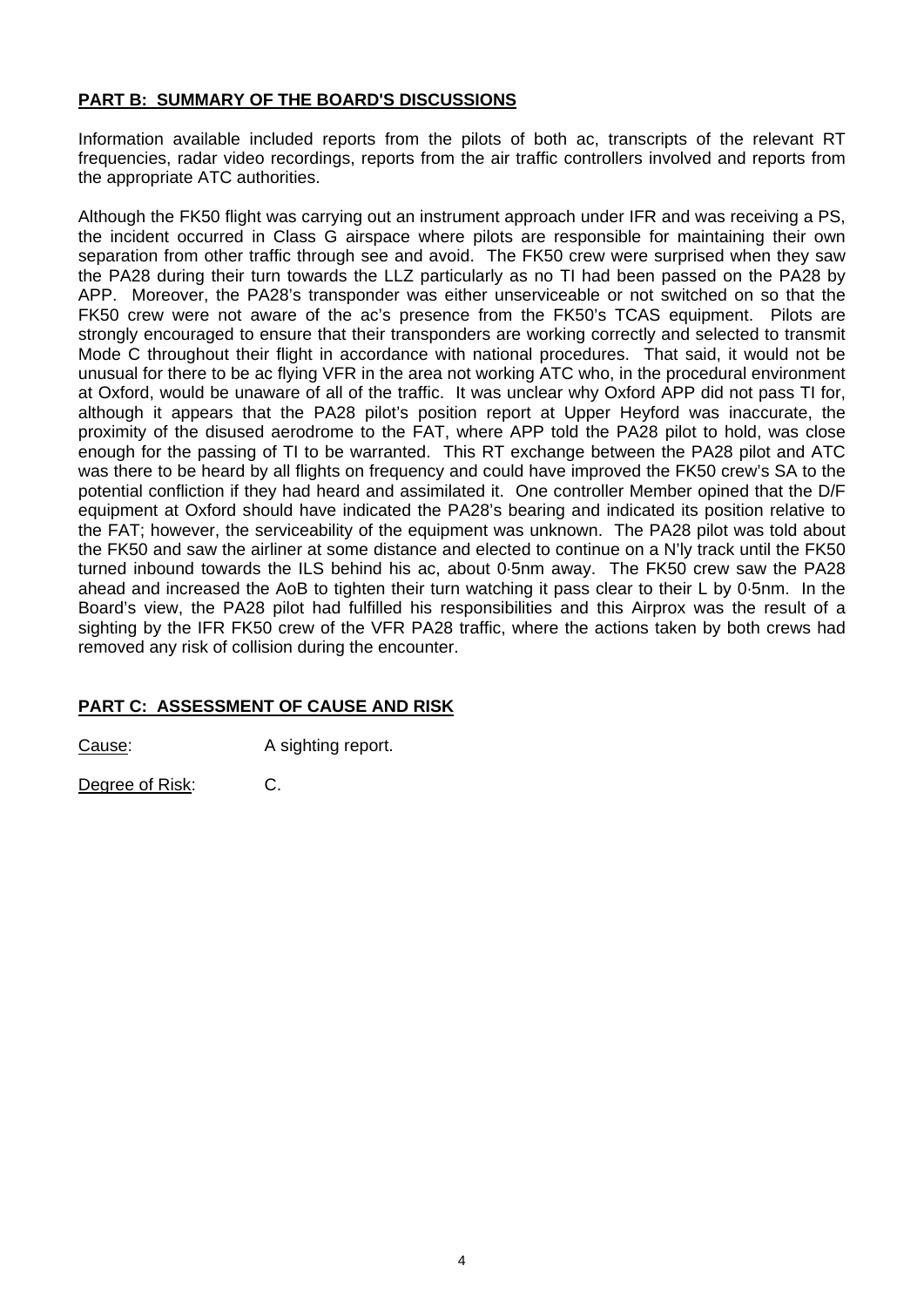**PART B: SUMMARY OF THE BOARD'S DISCUSSIONS**

Information available included reports from the pilots of both ac, transcripts of the relevant RT frequencies, radar video recordings, reports from the air traffic controllers involved and reports from the appropriate ATC authorities.

Although the FK50 flight was carrying out an instrument approach under IFR and was receiving a PS, the incident occurred in Class G airspace where pilots are responsible for maintaining their own separation from other traffic through see and avoid. The FK50 crew were surprised when they saw the PA28 during their turn towards the LLZ particularly as no TI had been passed on the PA28 by APP. Moreover, the PA28's transponder was either unserviceable or not switched on so that the FK50 crew were not aware of the ac's presence from the FK50's TCAS equipment. Pilots are strongly encouraged to ensure that their transponders are working correctly and selected to transmit Mode C throughout their flight in accordance with national procedures. That said, it would not be unusual for there to be ac flying VFR in the area not working ATC who, in the procedural environment at Oxford, would be unaware of all of the traffic. It was unclear why Oxford APP did not pass TI for, although it appears that the PA28 pilot's position report at Upper Heyford was inaccurate, the proximity of the disused aerodrome to the FAT, where APP told the PA28 pilot to hold, was close enough for the passing of TI to be warranted. This RT exchange between the PA28 pilot and ATC was there to be heard by all flights on frequency and could have improved the FK50 crew's SA to the potential confliction if they had heard and assimilated it. One controller Member opined that the D/F equipment at Oxford should have indicated the PA28's bearing and indicated its position relative to the FAT; however, the serviceability of the equipment was unknown. The PA28 pilot was told about the FK50 and saw the airliner at some distance and elected to continue on a N'ly track until the FK50 turned inbound towards the ILS behind his ac, about 0·5nm away. The FK50 crew saw the PA28 ahead and increased the AoB to tighten their turn watching it pass clear to their L by 0·5nm. In the Board's view, the PA28 pilot had fulfilled his responsibilities and this Airprox was the result of a sighting by the IFR FK50 crew of the VFR PA28 traffic, where the actions taken by both crews had removed any risk of collision during the encounter.

**PART C: ASSESSMENT OF CAUSE AND RISK**

Cause: A sighting report.

Degree of Risk: C.